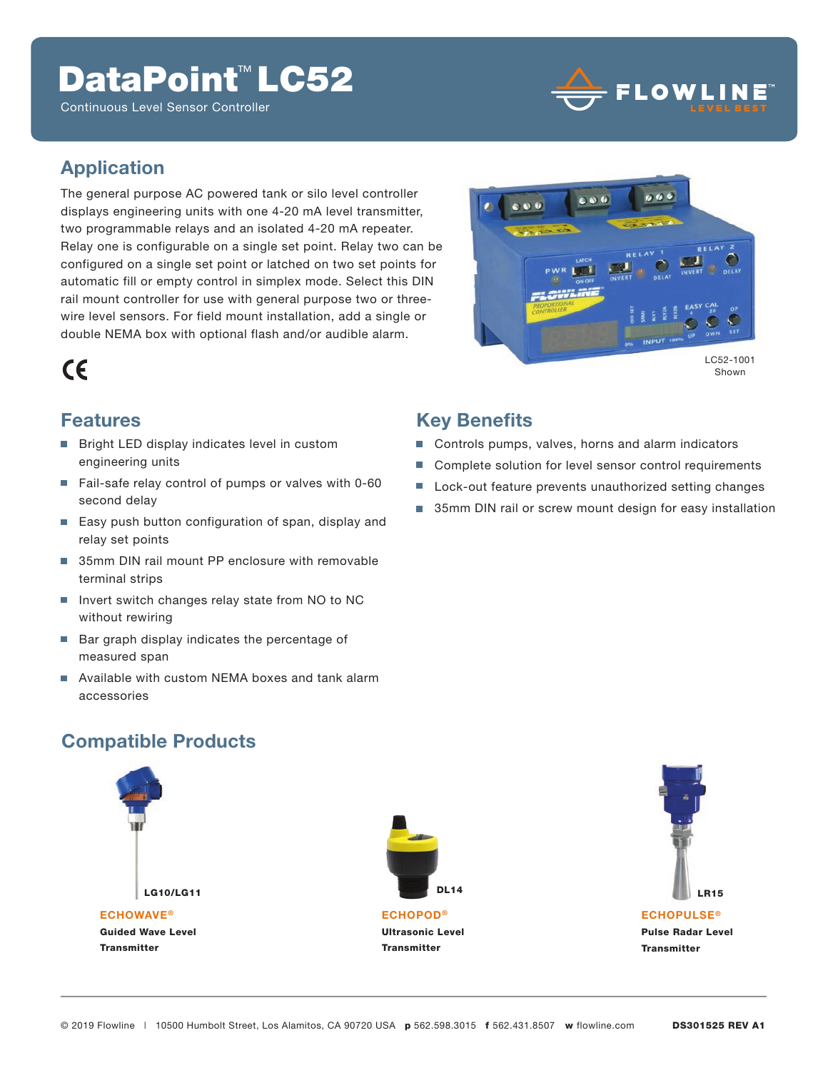# DataPoint™ LC52

Continuous Level Sensor Controller

FLOWLINE™ LEVEL BEST

## Application

The general purpose AC powered tank or silo level controller displays engineering units with one 4-20 mA level transmitter, two programmable relays and an isolated 4-20 mA repeater. Relay one is configurable on a single set point. Relay two can be configured on a single set point or latched on two set points for automatic fill or empty control in simplex mode. Select this DIN rail mount controller for use with general purpose two or three-wire level sensors. For field mount installation, add a single or double NEMA box with optional flash and/or audible alarm.

CE

LC52-1001 Shown

## Features

- Bright LED display indicates level in custom engineering units
- Fail-safe relay control of pumps or valves with 0-60 second delay
- Easy push button configuration of span, display and relay set points
- 35mm DIN rail mount PP enclosure with removable terminal strips
- Invert switch changes relay state from NO to NC without rewiring
- Bar graph display indicates the percentage of measured span
- Available with custom NEMA boxes and tank alarm accessories

## Key Benefits

- Controls pumps, valves, horns and alarm indicators
- Complete solution for level sensor control requirements
- Lock-out feature prevents unauthorized setting changes
- 35mm DIN rail or screw mount design for easy installation

## Compatible Products

LG10/LG11
**ECHOWAVE®**
**Guided Wave Level Transmitter**

DL14
**ECHOPOD®**
**Ultrasonic Level Transmitter**

LR15
**ECHOPULSE®**
**Pulse Radar Level Transmitter**

© 2019 Flowline | 10500 Humbolt Street, Los Alamitos, CA 90720 USA **p** 562.598.3015 **f** 562.431.8507 **w** flowline.com **DS301525 REV A1**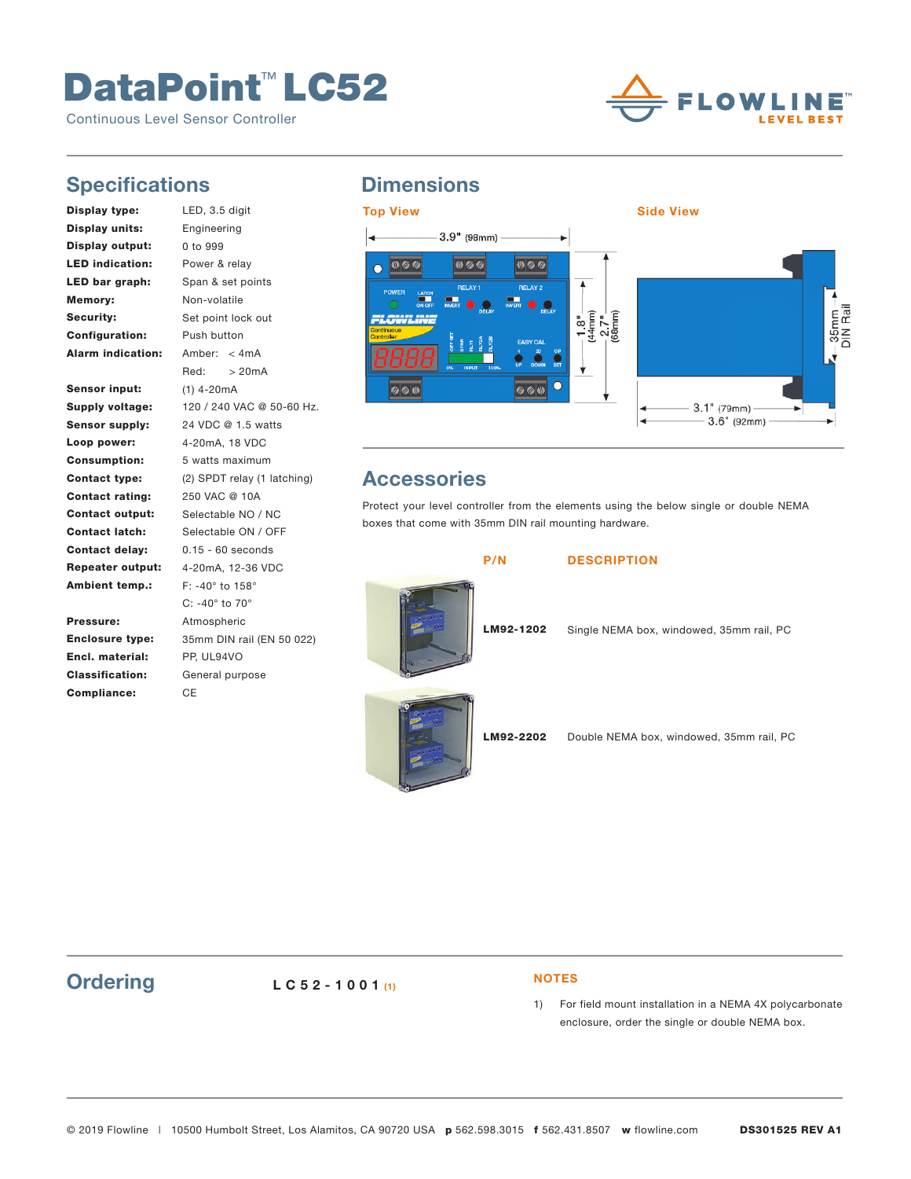# DataPoint™ LC52

Continuous Level Sensor Controller

## Specifications

| | |
|---|---|
| **Display type:** | LED, 3.5 digit |
| **Display units:** | Engineering |
| **Display output:** | 0 to 999 |
| **LED indication:** | Power & relay |
| **LED bar graph:** | Span & set points |
| **Memory:** | Non-volatile |
| **Security:** | Set point lock out |
| **Configuration:** | Push button |
| **Alarm indication:** | Amber: < 4mA<br>Red: > 20mA |
| **Sensor input:** | (1) 4-20mA |
| **Supply voltage:** | 120 / 240 VAC @ 50-60 Hz. |
| **Sensor supply:** | 24 VDC @ 1.5 watts |
| **Loop power:** | 4-20mA, 18 VDC |
| **Consumption:** | 5 watts maximum |
| **Contact type:** | (2) SPDT relay (1 latching) |
| **Contact rating:** | 250 VAC @ 10A |
| **Contact output:** | Selectable NO / NC |
| **Contact latch:** | Selectable ON / OFF |
| **Contact delay:** | 0.15 - 60 seconds |
| **Repeater output:** | 4-20mA, 12-36 VDC |
| **Ambient temp.:** | F: -40° to 158°<br>C: -40° to 70° |
| **Pressure:** | Atmospheric |
| **Enclosure type:** | 35mm DIN rail (EN 50 022) |
| **Encl. material:** | PP, UL94VO |
| **Classification:** | General purpose |
| **Compliance:** | CE |

## Dimensions

### Top View

3.9" (98mm)

1.8" (44mm)

2.7" (68mm)

### Side View

3.1" (79mm)

3.6" (92mm)

35mm DIN Rail

## Accessories

Protect your level controller from the elements using the below single or double NEMA boxes that come with 35mm DIN rail mounting hardware.

| P/N | DESCRIPTION |
|---|---|
| **LM92-1202** | Single NEMA box, windowed, 35mm rail, PC |
| **LM92-2202** | Double NEMA box, windowed, 35mm rail, PC |

## Ordering

**LC52-1001** (1)

### NOTES

1) For field mount installation in a NEMA 4X polycarbonate enclosure, order the single or double NEMA box.

© 2019 Flowline | 10500 Humbolt Street, Los Alamitos, CA 90720 USA **p** 562.598.3015 **f** 562.431.8507 **w** flowline.com **DS301525 REV A1**